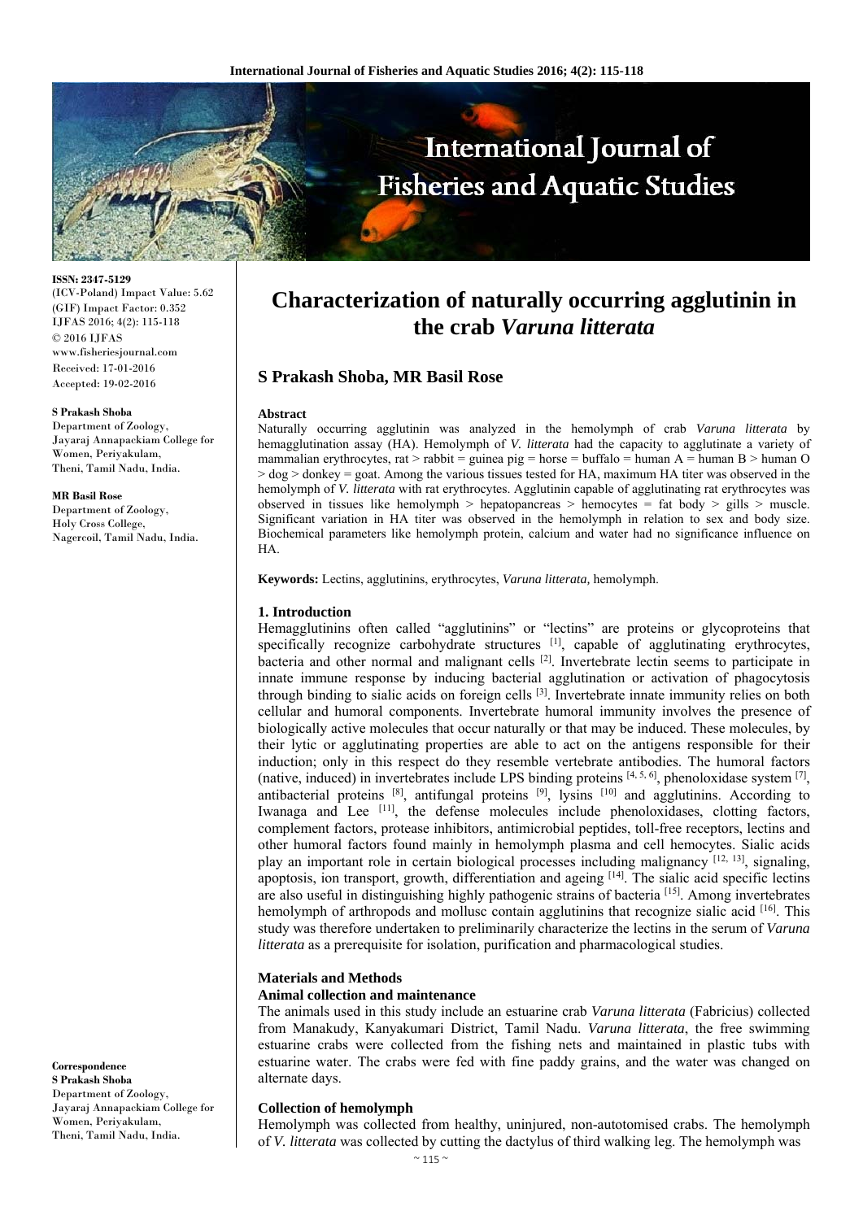ISSN: 2347-5129
(ICV-Poland) Impact Value: 5.62
(GIF) Impact Factor: 0.352
IJFAS 2016; 4(2): 115-118
© 2016 IJFAS
www.fisheriesjournal.com
Received: 17-01-2016
Accepted: 19-02-2016

**S Prakash Shoba**
Department of Zoology, Jayaraj Annapackiam College for Women, Periyakulam, Theni, Tamil Nadu, India.

**MR Basil Rose**
Department of Zoology, Holy Cross College, Nagercoil, Tamil Nadu, India.

**Correspondence**
**S Prakash Shoba**
Department of Zoology, Jayaraj Annapackiam College for Women, Periyakulam, Theni, Tamil Nadu, India.

# Characterization of naturally occurring agglutinin in the crab *Varuna litterata*

## S Prakash Shoba, MR Basil Rose

**Abstract**

Naturally occurring agglutinin was analyzed in the hemolymph of crab *Varuna litterata* by hemagglutination assay (HA). Hemolymph of *V. litterata* had the capacity to agglutinate a variety of mammalian erythrocytes, rat > rabbit = guinea pig = horse = buffalo = human A = human B > human O > dog > donkey = goat. Among the various tissues tested for HA, maximum HA titer was observed in the hemolymph of *V. litterata* with rat erythrocytes. Agglutinin capable of agglutinating rat erythrocytes was observed in tissues like hemolymph > hepatopancreas > hemocytes = fat body > gills > muscle. Significant variation in HA titer was observed in the hemolymph in relation to sex and body size. Biochemical parameters like hemolymph protein, calcium and water had no significance influence on HA.

**Keywords:** Lectins, agglutinins, erythrocytes, *Varuna litterata,* hemolymph.

### 1. Introduction

Hemagglutinins often called "agglutinins" or "lectins" are proteins or glycoproteins that specifically recognize carbohydrate structures [1], capable of agglutinating erythrocytes, bacteria and other normal and malignant cells [2]. Invertebrate lectin seems to participate in innate immune response by inducing bacterial agglutination or activation of phagocytosis through binding to sialic acids on foreign cells [3]. Invertebrate innate immunity relies on both cellular and humoral components. Invertebrate humoral immunity involves the presence of biologically active molecules that occur naturally or that may be induced. These molecules, by their lytic or agglutinating properties are able to act on the antigens responsible for their induction; only in this respect do they resemble vertebrate antibodies. The humoral factors (native, induced) in invertebrates include LPS binding proteins [4, 5, 6], phenoloxidase system [7], antibacterial proteins [8], antifungal proteins [9], lysins [10] and agglutinins. According to Iwanaga and Lee [11], the defense molecules include phenoloxidases, clotting factors, complement factors, protease inhibitors, antimicrobial peptides, toll-free receptors, lectins and other humoral factors found mainly in hemolymph plasma and cell hemocytes. Sialic acids play an important role in certain biological processes including malignancy [12, 13], signaling, apoptosis, ion transport, growth, differentiation and ageing [14]. The sialic acid specific lectins are also useful in distinguishing highly pathogenic strains of bacteria [15]. Among invertebrates hemolymph of arthropods and mollusc contain agglutinins that recognize sialic acid [16]. This study was therefore undertaken to preliminarily characterize the lectins in the serum of *Varuna litterata* as a prerequisite for isolation, purification and pharmacological studies.

### Materials and Methods

#### Animal collection and maintenance

The animals used in this study include an estuarine crab *Varuna litterata* (Fabricius) collected from Manakudy, Kanyakumari District, Tamil Nadu. *Varuna litterata*, the free swimming estuarine crabs were collected from the fishing nets and maintained in plastic tubs with estuarine water. The crabs were fed with fine paddy grains, and the water was changed on alternate days.

#### Collection of hemolymph

Hemolymph was collected from healthy, uninjured, non-autotomised crabs. The hemolymph of *V. litterata* was collected by cutting the dactylus of third walking leg. The hemolymph was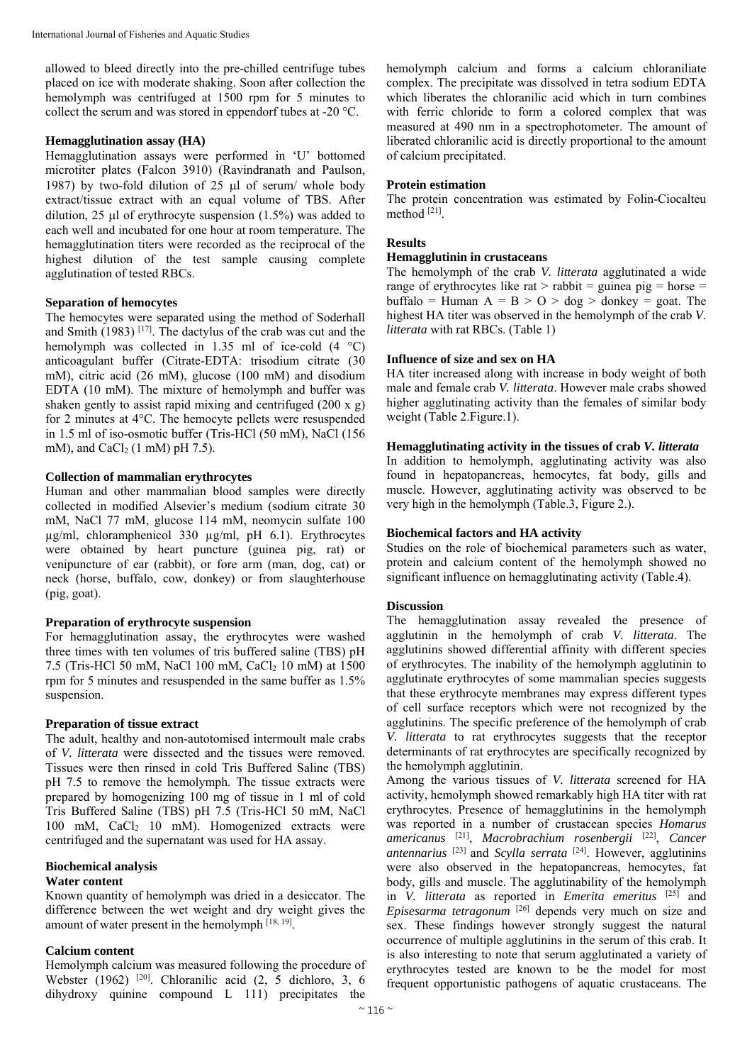allowed to bleed directly into the pre-chilled centrifuge tubes placed on ice with moderate shaking. Soon after collection the hemolymph was centrifuged at 1500 rpm for 5 minutes to collect the serum and was stored in eppendorf tubes at -20 °C.

**Hemagglutination assay (HA)**

Hemagglutination assays were performed in 'U' bottomed microtiter plates (Falcon 3910) (Ravindranath and Paulson, 1987) by two-fold dilution of 25 μl of serum/ whole body extract/tissue extract with an equal volume of TBS. After dilution, 25 μl of erythrocyte suspension (1.5%) was added to each well and incubated for one hour at room temperature. The hemagglutination titers were recorded as the reciprocal of the highest dilution of the test sample causing complete agglutination of tested RBCs.

**Separation of hemocytes**

The hemocytes were separated using the method of Soderhall and Smith (1983) [17]. The dactylus of the crab was cut and the hemolymph was collected in 1.35 ml of ice-cold (4 °C) anticoagulant buffer (Citrate-EDTA: trisodium citrate (30 mM), citric acid (26 mM), glucose (100 mM) and disodium EDTA (10 mM). The mixture of hemolymph and buffer was shaken gently to assist rapid mixing and centrifuged (200 x g) for 2 minutes at 4°C. The hemocyte pellets were resuspended in 1.5 ml of iso-osmotic buffer (Tris-HCl (50 mM), NaCl (156 mM), and $CaCl_2$ (1 mM) pH 7.5).

**Collection of mammalian erythrocytes**

Human and other mammalian blood samples were directly collected in modified Alsevier's medium (sodium citrate 30 mM, NaCl 77 mM, glucose 114 mM, neomycin sulfate 100 μg/ml, chloramphenicol 330 μg/ml, pH 6.1). Erythrocytes were obtained by heart puncture (guinea pig, rat) or venipuncture of ear (rabbit), or fore arm (man, dog, cat) or neck (horse, buffalo, cow, donkey) or from slaughterhouse (pig, goat).

**Preparation of erythrocyte suspension**

For hemagglutination assay, the erythrocytes were washed three times with ten volumes of tris buffered saline (TBS) pH 7.5 (Tris-HCl 50 mM, NaCl 100 mM, $CaCl_2$ 10 mM) at 1500 rpm for 5 minutes and resuspended in the same buffer as 1.5% suspension.

**Preparation of tissue extract**

The adult, healthy and non-autotomised intermoult male crabs of *V. litterata* were dissected and the tissues were removed. Tissues were then rinsed in cold Tris Buffered Saline (TBS) pH 7.5 to remove the hemolymph. The tissue extracts were prepared by homogenizing 100 mg of tissue in 1 ml of cold Tris Buffered Saline (TBS) pH 7.5 (Tris-HCl 50 mM, NaCl 100 mM, $CaCl_2$ 10 mM). Homogenized extracts were centrifuged and the supernatant was used for HA assay.

**Biochemical analysis**

**Water content**

Known quantity of hemolymph was dried in a desiccator. The difference between the wet weight and dry weight gives the amount of water present in the hemolymph [18, 19].

**Calcium content**

Hemolymph calcium was measured following the procedure of Webster (1962) [20]. Chloranilic acid (2, 5 dichloro, 3, 6 dihydroxy quinine compound L 111) precipitates the hemolymph calcium and forms a calcium chloraniliate complex. The precipitate was dissolved in tetra sodium EDTA which liberates the chloranilic acid which in turn combines with ferric chloride to form a colored complex that was measured at 490 nm in a spectrophotometer. The amount of liberated chloranilic acid is directly proportional to the amount of calcium precipitated.

**Protein estimation**

The protein concentration was estimated by Folin-Ciocalteu method [21].

**Results**

**Hemagglutinin in crustaceans**

The hemolymph of the crab *V. litterata* agglutinated a wide range of erythrocytes like rat > rabbit = guinea pig = horse = buffalo = Human A = B > O > dog > donkey = goat. The highest HA titer was observed in the hemolymph of the crab *V. litterata* with rat RBCs. (Table 1)

**Influence of size and sex on HA**

HA titer increased along with increase in body weight of both male and female crab *V. litterata*. However male crabs showed higher agglutinating activity than the females of similar body weight (Table 2.Figure.1).

**Hemagglutinating activity in the tissues of crab *V. litterata***

In addition to hemolymph, agglutinating activity was also found in hepatopancreas, hemocytes, fat body, gills and muscle. However, agglutinating activity was observed to be very high in the hemolymph (Table.3, Figure 2.).

**Biochemical factors and HA activity**

Studies on the role of biochemical parameters such as water, protein and calcium content of the hemolymph showed no significant influence on hemagglutinating activity (Table.4).

**Discussion**

The hemagglutination assay revealed the presence of agglutinin in the hemolymph of crab *V. litterata*. The agglutinins showed differential affinity with different species of erythrocytes. The inability of the hemolymph agglutinin to agglutinate erythrocytes of some mammalian species suggests that these erythrocyte membranes may express different types of cell surface receptors which were not recognized by the agglutinins. The specific preference of the hemolymph of crab *V. litterata* to rat erythrocytes suggests that the receptor determinants of rat erythrocytes are specifically recognized by the hemolymph agglutinin.

Among the various tissues of *V. litterata* screened for HA activity, hemolymph showed remarkably high HA titer with rat erythrocytes. Presence of hemagglutinins in the hemolymph was reported in a number of crustacean species *Homarus americanus* [21], *Macrobrachium rosenbergii* [22], *Cancer antennarius* [23] and *Scylla serrata* [24]. However, agglutinins were also observed in the hepatopancreas, hemocytes, fat body, gills and muscle. The agglutinability of the hemolymph in *V. litterata* as reported in *Emerita emeritus* [25] and *Episesarma tetragonum* [26] depends very much on size and sex. These findings however strongly suggest the natural occurrence of multiple agglutinins in the serum of this crab. It is also interesting to note that serum agglutinated a variety of erythrocytes tested are known to be the model for most frequent opportunistic pathogens of aquatic crustaceans. The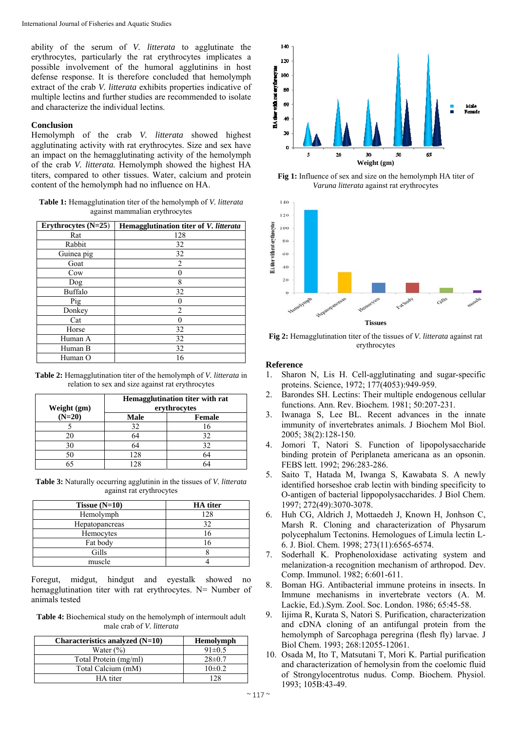ability of the serum of *V. litterata* to agglutinate the erythrocytes, particularly the rat erythrocytes implicates a possible involvement of the humoral agglutinins in host defense response. It is therefore concluded that hemolymph extract of the crab *V. litterata* exhibits properties indicative of multiple lectins and further studies are recommended to isolate and characterize the individual lectins.

## Conclusion

Hemolymph of the crab *V. litterata* showed highest agglutinating activity with rat erythrocytes. Size and sex have an impact on the hemagglutinating activity of the hemolymph of the crab *V. litterata.* Hemolymph showed the highest HA titers, compared to other tissues. Water, calcium and protein content of the hemolymph had no influence on HA.

**Table 1:** Hemagglutination titer of the hemolymph of *V. litterata* against mammalian erythrocytes

| Erythrocytes (N=25) | Hemagglutination titer of *V. litterata* |
|---|---|
| Rat | 128 |
| Rabbit | 32 |
| Guinea pig | 32 |
| Goat | 2 |
| Cow | 0 |
| Dog | 8 |
| Buffalo | 32 |
| Pig | 0 |
| Donkey | 2 |
| Cat | 0 |
| Horse | 32 |
| Human A | 32 |
| Human B | 32 |
| Human O | 16 |

**Table 2:** Hemagglutination titer of the hemolymph of *V. litterata* in relation to sex and size against rat erythrocytes

| Weight (gm) (N=20) | Hemagglutination titer with rat erythrocytes | |
|---|---|---|
| | Male | Female |
| 5 | 32 | 16 |
| 20 | 64 | 32 |
| 30 | 64 | 32 |
| 50 | 128 | 64 |
| 65 | 128 | 64 |

**Table 3:** Naturally occurring agglutinin in the tissues of *V. litterata* against rat erythrocytes

| Tissue (N=10) | HA titer |
|---|---|
| Hemolymph | 128 |
| Hepatopancreas | 32 |
| Hemocytes | 16 |
| Fat body | 16 |
| Gills | 8 |
| muscle | 4 |

Foregut, midgut, hindgut and eyestalk showed no hemagglutination titer with rat erythrocytes. N= Number of animals tested

**Table 4:** Biochemical study on the hemolymph of intermoult adult male crab of *V. litterata*

| Characteristics analyzed (N=10) | Hemolymph |
|---|---|
| Water (%) | 91±0.5 |
| Total Protein (mg/ml) | 28±0.7 |
| Total Calcium (mM) | 10±0.2 |
| HA titer | 128 |

**Fig 1:** Influence of sex and size on the hemolymph HA titer of *Varuna litterata* against rat erythrocytes

**Fig 2:** Hemagglutination titer of the tissues of *V. litterata* against rat erythrocytes

## Reference

1. Sharon N, Lis H. Cell-agglutinating and sugar-specific proteins. Science, 1972; 177(4053):949-959.
2. Barondes SH. Lectins: Their multiple endogenous cellular functions. Ann. Rev. Biochem. 1981; 50:207-231.
3. Iwanaga S, Lee BL. Recent advances in the innate immunity of invertebrates animals. J Biochem Mol Biol. 2005; 38(2):128-150.
4. Jomori T, Natori S. Function of lipopolysaccharide binding protein of Periplaneta americana as an opsonin. FEBS lett. 1992; 296:283-286.
5. Saito T, Hatada M, Iwanga S, Kawabata S. A newly identified horseshoe crab lectin with binding specificity to O-antigen of bacterial lippopolysaccharides. J Biol Chem. 1997; 272(49):3070-3078.
6. Huh CG, Aldrich J, Mottaedeh J, Known H, Jonhson C, Marsh R. Cloning and characterization of Physarum polycephalum Tectonins. Homologues of Limula lectin L-6. J. Biol. Chem. 1998; 273(11):6565-6574.
7. Soderhall K. Prophenoloxidase activating system and melanization-a recognition mechanism of arthropod. Dev. Comp. Immunol. 1982; 6:601-611.
8. Boman HG. Antibacterial immune proteins in insects. In Immune mechanisms in invertebrate vectors (A. M. Lackie, Ed.).Sym. Zool. Soc. London. 1986; 65:45-58.
9. Iijima R, Kurata S, Natori S. Purification, characterization and cDNA cloning of an antifungal protein from the hemolymph of Sarcophaga peregrina (flesh fly) larvae. J Biol Chem. 1993; 268:12055-12061.
10. Osada M, Ito T, Matsutani T, Mori K. Partial purification and characterization of hemolysin from the coelomic fluid of Strongylocentrotus nudus. Comp. Biochem. Physiol. 1993; 105B:43-49.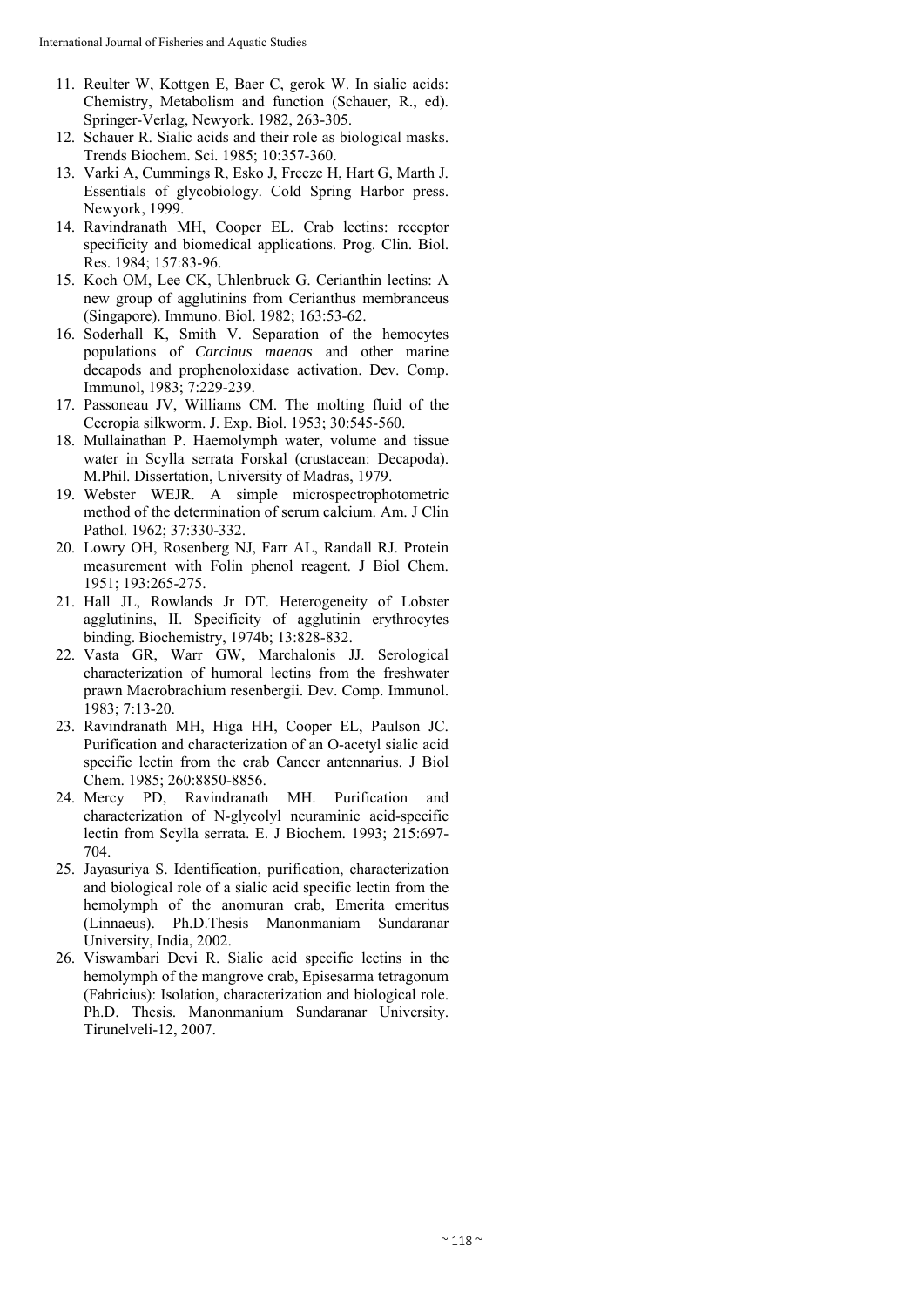11. Reulter W, Kottgen E, Baer C, gerok W. In sialic acids: Chemistry, Metabolism and function (Schauer, R., ed). Springer-Verlag, Newyork. 1982, 263-305.
12. Schauer R. Sialic acids and their role as biological masks. Trends Biochem. Sci. 1985; 10:357-360.
13. Varki A, Cummings R, Esko J, Freeze H, Hart G, Marth J. Essentials of glycobiology. Cold Spring Harbor press. Newyork, 1999.
14. Ravindranath MH, Cooper EL. Crab lectins: receptor specificity and biomedical applications. Prog. Clin. Biol. Res. 1984; 157:83-96.
15. Koch OM, Lee CK, Uhlenbruck G. Cerianthin lectins: A new group of agglutinins from Cerianthus membranceus (Singapore). Immuno. Biol. 1982; 163:53-62.
16. Soderhall K, Smith V. Separation of the hemocytes populations of *Carcinus maenas* and other marine decapods and prophenoloxidase activation. Dev. Comp. Immunol, 1983; 7:229-239.
17. Passoneau JV, Williams CM. The molting fluid of the Cecropia silkworm. J. Exp. Biol. 1953; 30:545-560.
18. Mullainathan P. Haemolymph water, volume and tissue water in Scylla serrata Forskal (crustacean: Decapoda). M.Phil. Dissertation, University of Madras, 1979.
19. Webster WEJR. A simple microspectrophotometric method of the determination of serum calcium. Am. J Clin Pathol. 1962; 37:330-332.
20. Lowry OH, Rosenberg NJ, Farr AL, Randall RJ. Protein measurement with Folin phenol reagent. J Biol Chem. 1951; 193:265-275.
21. Hall JL, Rowlands Jr DT. Heterogeneity of Lobster agglutinins, II. Specificity of agglutinin erythrocytes binding. Biochemistry, 1974b; 13:828-832.
22. Vasta GR, Warr GW, Marchalonis JJ. Serological characterization of humoral lectins from the freshwater prawn Macrobrachium resenbergii. Dev. Comp. Immunol. 1983; 7:13-20.
23. Ravindranath MH, Higa HH, Cooper EL, Paulson JC. Purification and characterization of an O-acetyl sialic acid specific lectin from the crab Cancer antennarius. J Biol Chem. 1985; 260:8850-8856.
24. Mercy PD, Ravindranath MH. Purification and characterization of N-glycolyl neuraminic acid-specific lectin from Scylla serrata. E. J Biochem. 1993; 215:697-704.
25. Jayasuriya S. Identification, purification, characterization and biological role of a sialic acid specific lectin from the hemolymph of the anomuran crab, Emerita emeritus (Linnaeus). Ph.D.Thesis Manonmaniam Sundaranar University, India, 2002.
26. Viswambari Devi R. Sialic acid specific lectins in the hemolymph of the mangrove crab, Episesarma tetragonum (Fabricius): Isolation, characterization and biological role. Ph.D. Thesis. Manonmanium Sundaranar University. Tirunelveli-12, 2007.